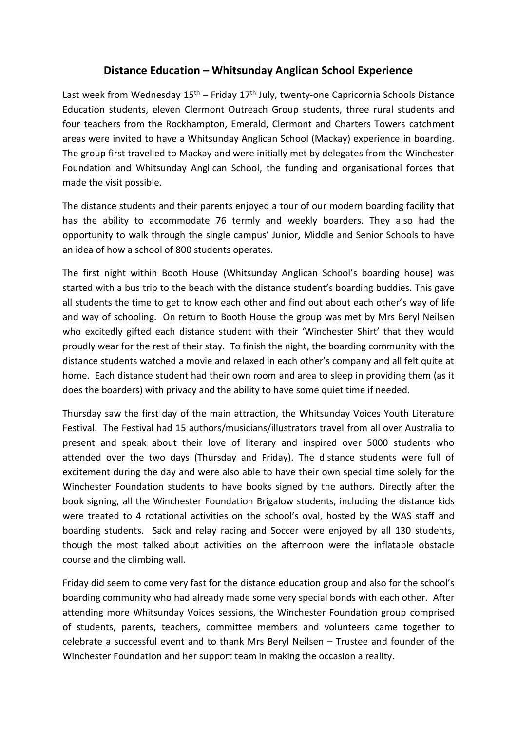# Distance Education – Whitsunday Anglican School Experience

Last week from Wednesday 15th – Friday 17th July, twenty-one Capricornia Schools Distance Education students, eleven Clermont Outreach Group students, three rural students and four teachers from the Rockhampton, Emerald, Clermont and Charters Towers catchment areas were invited to have a Whitsunday Anglican School (Mackay) experience in boarding. The group first travelled to Mackay and were initially met by delegates from the Winchester Foundation and Whitsunday Anglican School, the funding and organisational forces that made the visit possible.

The distance students and their parents enjoyed a tour of our modern boarding facility that has the ability to accommodate 76 termly and weekly boarders. They also had the opportunity to walk through the single campus' Junior, Middle and Senior Schools to have an idea of how a school of 800 students operates.

The first night within Booth House (Whitsunday Anglican School's boarding house) was started with a bus trip to the beach with the distance student's boarding buddies. This gave all students the time to get to know each other and find out about each other's way of life and way of schooling. On return to Booth House the group was met by Mrs Beryl Neilsen who excitedly gifted each distance student with their 'Winchester Shirt' that they would proudly wear for the rest of their stay. To finish the night, the boarding community with the distance students watched a movie and relaxed in each other's company and all felt quite at home. Each distance student had their own room and area to sleep in providing them (as it does the boarders) with privacy and the ability to have some quiet time if needed.

Thursday saw the first day of the main attraction, the Whitsunday Voices Youth Literature Festival. The Festival had 15 authors/musicians/illustrators travel from all over Australia to present and speak about their love of literary and inspired over 5000 students who attended over the two days (Thursday and Friday). The distance students were full of excitement during the day and were also able to have their own special time solely for the Winchester Foundation students to have books signed by the authors. Directly after the book signing, all the Winchester Foundation Brigalow students, including the distance kids were treated to 4 rotational activities on the school's oval, hosted by the WAS staff and boarding students. Sack and relay racing and Soccer were enjoyed by all 130 students, though the most talked about activities on the afternoon were the inflatable obstacle course and the climbing wall.

Friday did seem to come very fast for the distance education group and also for the school's boarding community who had already made some very special bonds with each other. After attending more Whitsunday Voices sessions, the Winchester Foundation group comprised of students, parents, teachers, committee members and volunteers came together to celebrate a successful event and to thank Mrs Beryl Neilsen – Trustee and founder of the Winchester Foundation and her support team in making the occasion a reality.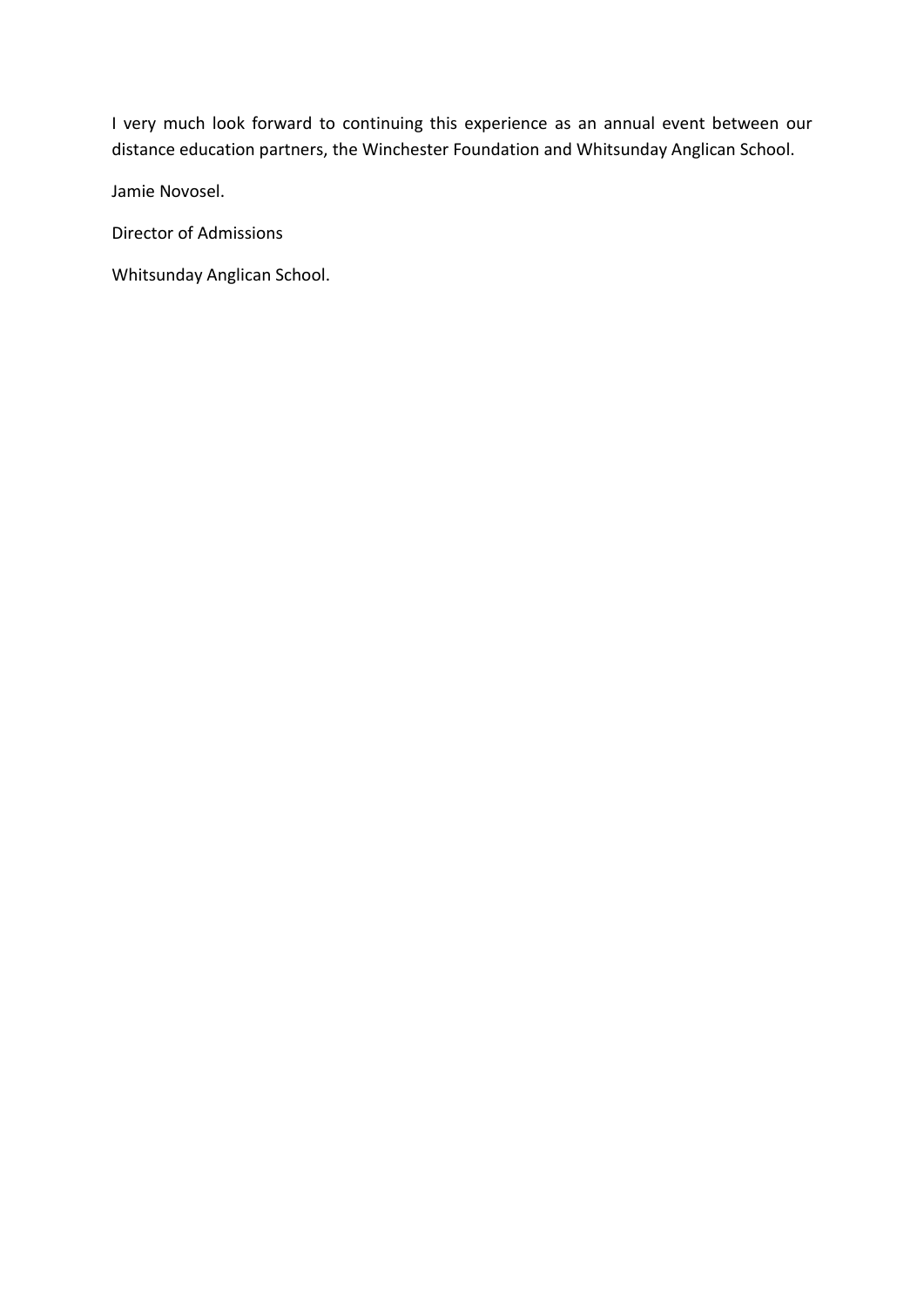I very much look forward to continuing this experience as an annual event between our distance education partners, the Winchester Foundation and Whitsunday Anglican School.

Jamie Novosel.

Director of Admissions

Whitsunday Anglican School.